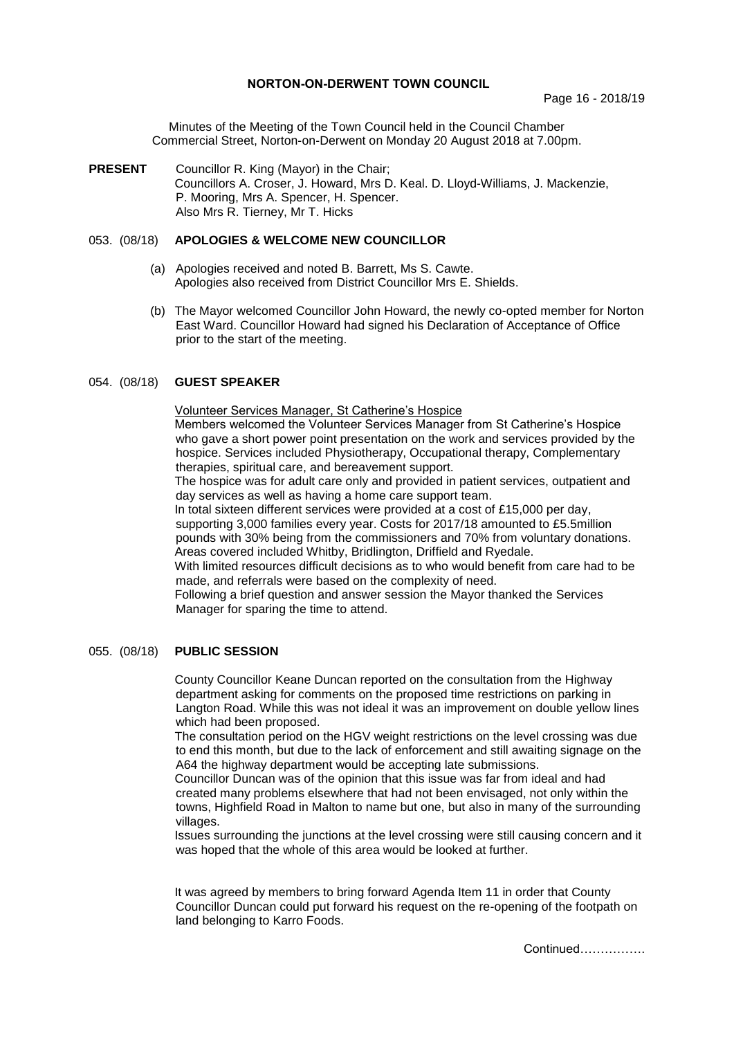# NORTON-ON-DERWENT TOWN COUNCIL

Minutes of the Meeting of the Town Council held in the Council Chamber Commercial Street, Norton-on-Derwent on Monday 20 August 2018 at 7.00pm.

**PRESENT** Councillor R. King (Mayor) in the Chair; Councillors A. Croser, J. Howard, Mrs D. Keal. D. Lloyd-Williams, J. Mackenzie, P. Mooring, Mrs A. Spencer, H. Spencer. Also Mrs R. Tierney, Mr T. Hicks

## 053. (08/18) APOLOGIES & WELCOME NEW COUNCILLOR

(a) Apologies received and noted B. Barrett, Ms S. Cawte. Apologies also received from District Councillor Mrs E. Shields.

(b) The Mayor welcomed Councillor John Howard, the newly co-opted member for Norton East Ward. Councillor Howard had signed his Declaration of Acceptance of Office prior to the start of the meeting.

## 054. (08/18) GUEST SPEAKER

Volunteer Services Manager, St Catherine's Hospice

Members welcomed the Volunteer Services Manager from St Catherine's Hospice who gave a short power point presentation on the work and services provided by the hospice. Services included Physiotherapy, Occupational therapy, Complementary therapies, spiritual care, and bereavement support.

The hospice was for adult care only and provided in patient services, outpatient and day services as well as having a home care support team.

In total sixteen different services were provided at a cost of £15,000 per day, supporting 3,000 families every year. Costs for 2017/18 amounted to £5.5million pounds with 30% being from the commissioners and 70% from voluntary donations.

Areas covered included Whitby, Bridlington, Driffield and Ryedale.

With limited resources difficult decisions as to who would benefit from care had to be made, and referrals were based on the complexity of need.

Following a brief question and answer session the Mayor thanked the Services Manager for sparing the time to attend.

## 055. (08/18) PUBLIC SESSION

County Councillor Keane Duncan reported on the consultation from the Highway department asking for comments on the proposed time restrictions on parking in Langton Road. While this was not ideal it was an improvement on double yellow lines which had been proposed.

The consultation period on the HGV weight restrictions on the level crossing was due to end this month, but due to the lack of enforcement and still awaiting signage on the A64 the highway department would be accepting late submissions.

Councillor Duncan was of the opinion that this issue was far from ideal and had created many problems elsewhere that had not been envisaged, not only within the towns, Highfield Road in Malton to name but one, but also in many of the surrounding villages.

Issues surrounding the junctions at the level crossing were still causing concern and it was hoped that the whole of this area would be looked at further.

It was agreed by members to bring forward Agenda Item 11 in order that County Councillor Duncan could put forward his request on the re-opening of the footpath on land belonging to Karro Foods.

Continued…………….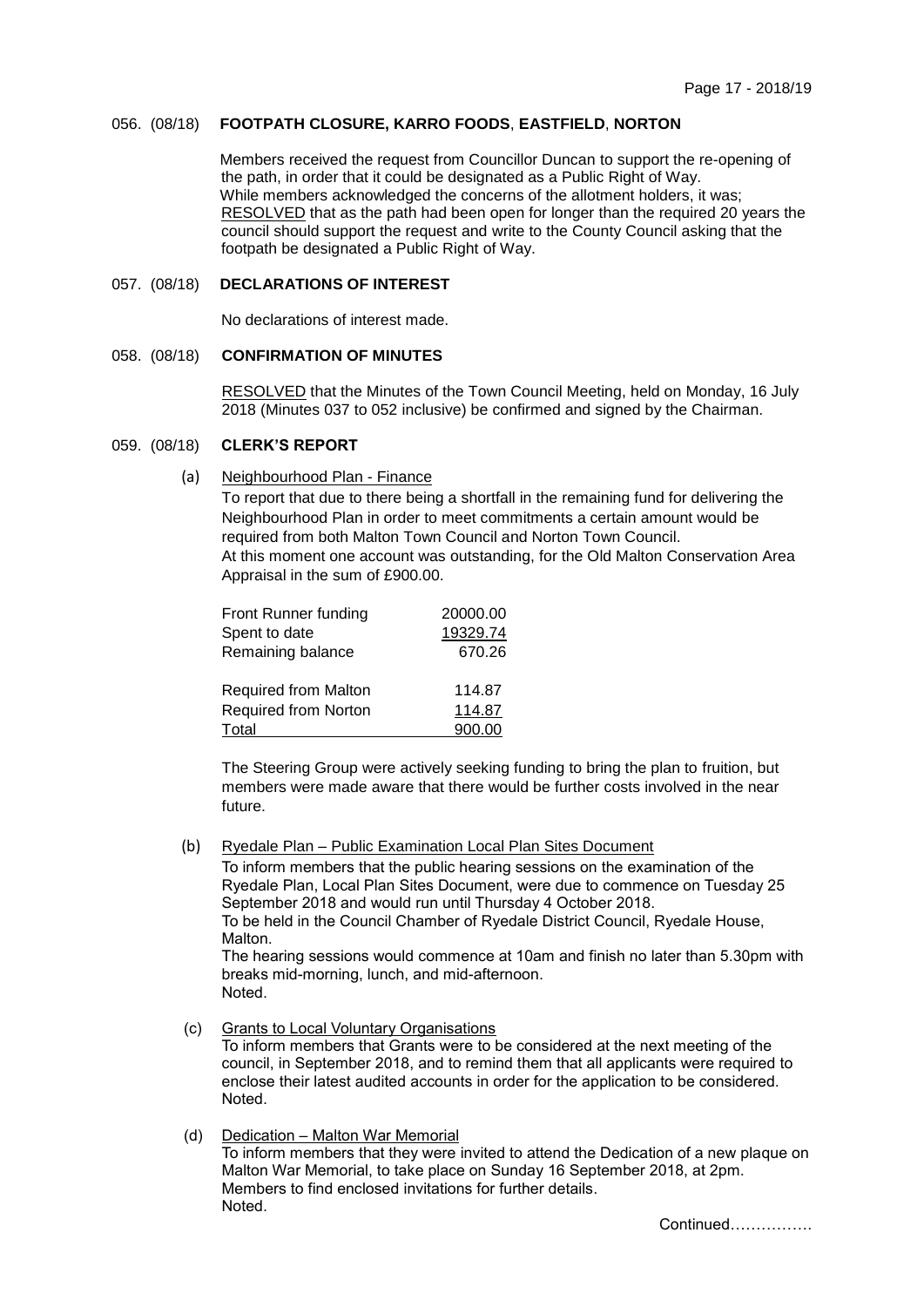056. (08/18) **FOOTPATH CLOSURE, KARRO FOODS**, **EASTFIELD**, **NORTON**

Members received the request from Councillor Duncan to support the re-opening of the path, in order that it could be designated as a Public Right of Way.
While members acknowledged the concerns of the allotment holders, it was;
RESOLVED that as the path had been open for longer than the required 20 years the council should support the request and write to the County Council asking that the footpath be designated a Public Right of Way.

057. (08/18) **DECLARATIONS OF INTEREST**

No declarations of interest made.

058. (08/18) **CONFIRMATION OF MINUTES**

RESOLVED that the Minutes of the Town Council Meeting, held on Monday, 16 July 2018 (Minutes 037 to 052 inclusive) be confirmed and signed by the Chairman.

059. (08/18) **CLERK'S REPORT**

(a) Neighbourhood Plan - Finance

To report that due to there being a shortfall in the remaining fund for delivering the Neighbourhood Plan in order to meet commitments a certain amount would be required from both Malton Town Council and Norton Town Council.
At this moment one account was outstanding, for the Old Malton Conservation Area Appraisal in the sum of £900.00.

| | |
|---|---|
| Front Runner funding | 20000.00 |
| Spent to date | 19329.74 |
| Remaining balance | 670.26 |
| | |
| Required from Malton | 114.87 |
| Required from Norton | 114.87 |
| Total | 900.00 |

The Steering Group were actively seeking funding to bring the plan to fruition, but members were made aware that there would be further costs involved in the near future.

(b) Ryedale Plan – Public Examination Local Plan Sites Document

To inform members that the public hearing sessions on the examination of the Ryedale Plan, Local Plan Sites Document, were due to commence on Tuesday 25 September 2018 and would run until Thursday 4 October 2018.
To be held in the Council Chamber of Ryedale District Council, Ryedale House, Malton.
The hearing sessions would commence at 10am and finish no later than 5.30pm with breaks mid-morning, lunch, and mid-afternoon.
Noted.

(c) Grants to Local Voluntary Organisations

To inform members that Grants were to be considered at the next meeting of the council, in September 2018, and to remind them that all applicants were required to enclose their latest audited accounts in order for the application to be considered.
Noted.

(d) Dedication – Malton War Memorial

To inform members that they were invited to attend the Dedication of a new plaque on Malton War Memorial, to take place on Sunday 16 September 2018, at 2pm.
Members to find enclosed invitations for further details.
Noted.

Continued…………….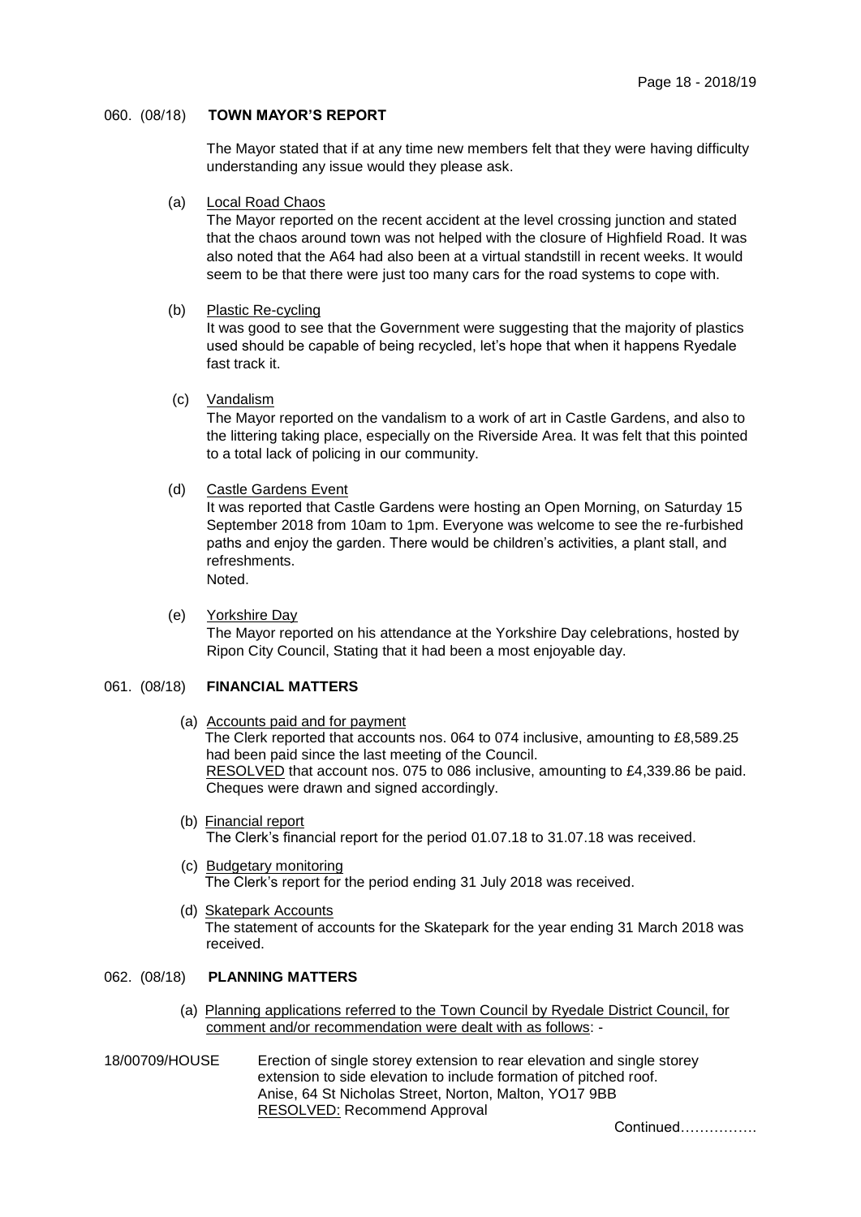060. (08/18) **TOWN MAYOR'S REPORT**

The Mayor stated that if at any time new members felt that they were having difficulty understanding any issue would they please ask.

(a) Local Road Chaos
The Mayor reported on the recent accident at the level crossing junction and stated that the chaos around town was not helped with the closure of Highfield Road. It was also noted that the A64 had also been at a virtual standstill in recent weeks. It would seem to be that there were just too many cars for the road systems to cope with.

(b) Plastic Re-cycling
It was good to see that the Government were suggesting that the majority of plastics used should be capable of being recycled, let's hope that when it happens Ryedale fast track it.

(c) Vandalism
The Mayor reported on the vandalism to a work of art in Castle Gardens, and also to the littering taking place, especially on the Riverside Area. It was felt that this pointed to a total lack of policing in our community.

(d) Castle Gardens Event
It was reported that Castle Gardens were hosting an Open Morning, on Saturday 15 September 2018 from 10am to 1pm. Everyone was welcome to see the re-furbished paths and enjoy the garden. There would be children's activities, a plant stall, and refreshments.
Noted.

(e) Yorkshire Day
The Mayor reported on his attendance at the Yorkshire Day celebrations, hosted by Ripon City Council, Stating that it had been a most enjoyable day.

061. (08/18) **FINANCIAL MATTERS**

(a) Accounts paid and for payment
The Clerk reported that accounts nos. 064 to 074 inclusive, amounting to £8,589.25 had been paid since the last meeting of the Council.
RESOLVED that account nos. 075 to 086 inclusive, amounting to £4,339.86 be paid. Cheques were drawn and signed accordingly.

(b) Financial report
The Clerk's financial report for the period 01.07.18 to 31.07.18 was received.

(c) Budgetary monitoring
The Clerk's report for the period ending 31 July 2018 was received.

(d) Skatepark Accounts
The statement of accounts for the Skatepark for the year ending 31 March 2018 was received.

062. (08/18) **PLANNING MATTERS**

(a) Planning applications referred to the Town Council by Ryedale District Council, for comment and/or recommendation were dealt with as follows: -

18/00709/HOUSE Erection of single storey extension to rear elevation and single storey extension to side elevation to include formation of pitched roof.
Anise, 64 St Nicholas Street, Norton, Malton, YO17 9BB
RESOLVED: Recommend Approval

Continued…………….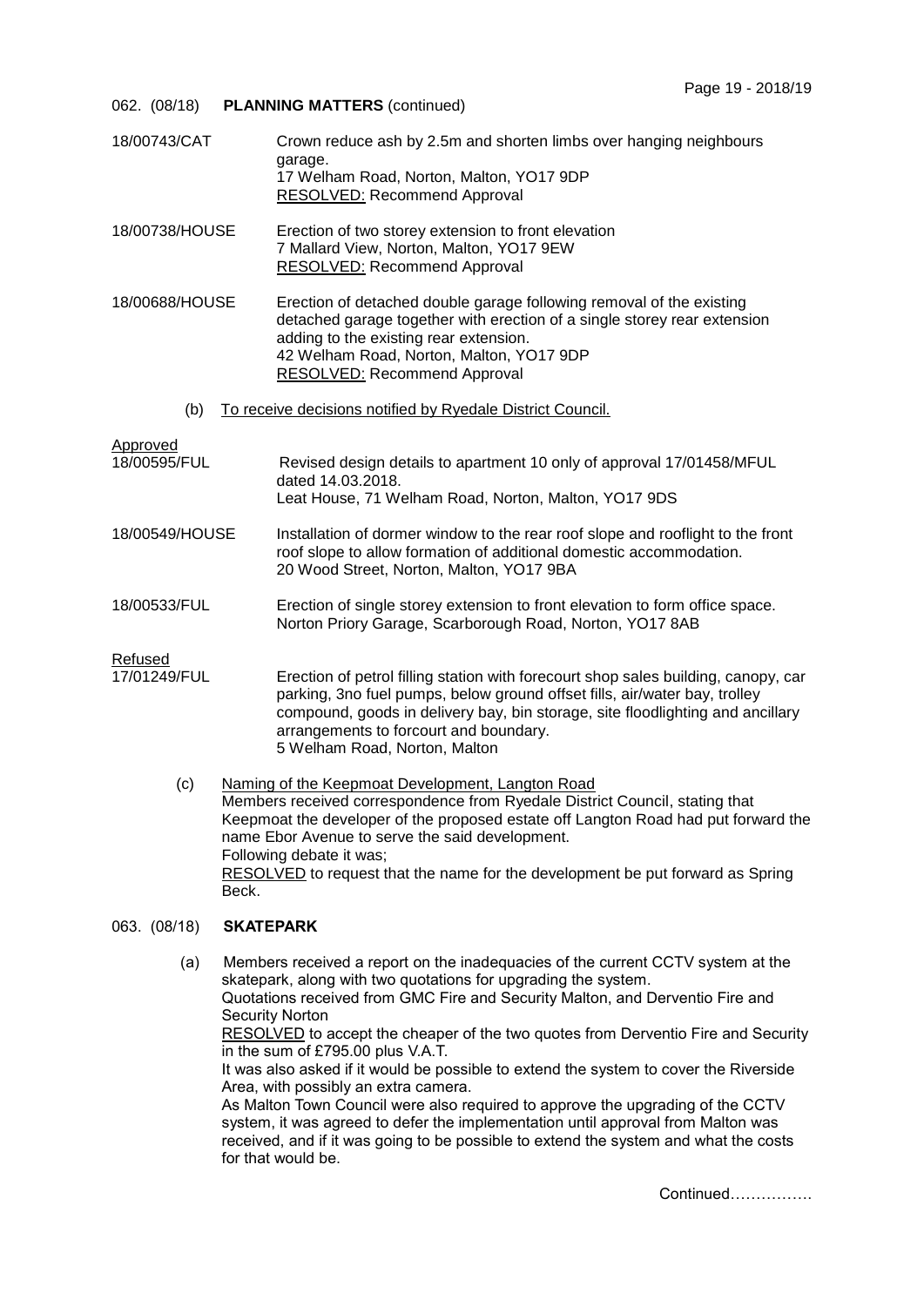062. (08/18) **PLANNING MATTERS** (continued)

18/00743/CAT — Crown reduce ash by 2.5m and shorten limbs over hanging neighbours garage.
17 Welham Road, Norton, Malton, YO17 9DP
RESOLVED: Recommend Approval

18/00738/HOUSE — Erection of two storey extension to front elevation
7 Mallard View, Norton, Malton, YO17 9EW
RESOLVED: Recommend Approval

18/00688/HOUSE — Erection of detached double garage following removal of the existing detached garage together with erection of a single storey rear extension adding to the existing rear extension.
42 Welham Road, Norton, Malton, YO17 9DP
RESOLVED: Recommend Approval

(b) To receive decisions notified by Ryedale District Council.

Approved

18/00595/FUL — Revised design details to apartment 10 only of approval 17/01458/MFUL dated 14.03.2018.
Leat House, 71 Welham Road, Norton, Malton, YO17 9DS

18/00549/HOUSE — Installation of dormer window to the rear roof slope and rooflight to the front roof slope to allow formation of additional domestic accommodation.
20 Wood Street, Norton, Malton, YO17 9BA

18/00533/FUL — Erection of single storey extension to front elevation to form office space.
Norton Priory Garage, Scarborough Road, Norton, YO17 8AB

Refused

17/01249/FUL — Erection of petrol filling station with forecourt shop sales building, canopy, car parking, 3no fuel pumps, below ground offset fills, air/water bay, trolley compound, goods in delivery bay, bin storage, site floodlighting and ancillary arrangements to forcourt and boundary.
5 Welham Road, Norton, Malton

(c) Naming of the Keepmoat Development, Langton Road
Members received correspondence from Ryedale District Council, stating that Keepmoat the developer of the proposed estate off Langton Road had put forward the name Ebor Avenue to serve the said development.
Following debate it was;
RESOLVED to request that the name for the development be put forward as Spring Beck.

063. (08/18) **SKATEPARK**

(a) Members received a report on the inadequacies of the current CCTV system at the skatepark, along with two quotations for upgrading the system.
Quotations received from GMC Fire and Security Malton, and Derventio Fire and Security Norton
RESOLVED to accept the cheaper of the two quotes from Derventio Fire and Security in the sum of £795.00 plus V.A.T.
It was also asked if it would be possible to extend the system to cover the Riverside Area, with possibly an extra camera.
As Malton Town Council were also required to approve the upgrading of the CCTV system, it was agreed to defer the implementation until approval from Malton was received, and if it was going to be possible to extend the system and what the costs for that would be.

Continued…………….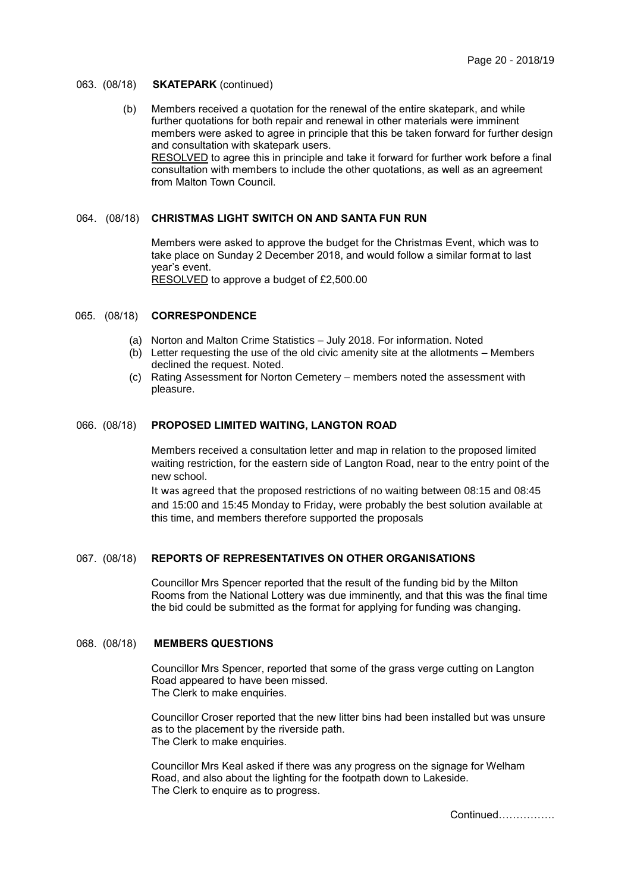063. (08/18) **SKATEPARK** (continued)

(b) Members received a quotation for the renewal of the entire skatepark, and while further quotations for both repair and renewal in other materials were imminent members were asked to agree in principle that this be taken forward for further design and consultation with skatepark users.
RESOLVED to agree this in principle and take it forward for further work before a final consultation with members to include the other quotations, as well as an agreement from Malton Town Council.

064. (08/18) **CHRISTMAS LIGHT SWITCH ON AND SANTA FUN RUN**

Members were asked to approve the budget for the Christmas Event, which was to take place on Sunday 2 December 2018, and would follow a similar format to last year's event.
RESOLVED to approve a budget of £2,500.00

065. (08/18) **CORRESPONDENCE**

(a) Norton and Malton Crime Statistics – July 2018. For information. Noted
(b) Letter requesting the use of the old civic amenity site at the allotments – Members declined the request. Noted.
(c) Rating Assessment for Norton Cemetery – members noted the assessment with pleasure.

066. (08/18) **PROPOSED LIMITED WAITING, LANGTON ROAD**

Members received a consultation letter and map in relation to the proposed limited waiting restriction, for the eastern side of Langton Road, near to the entry point of the new school.

It was agreed that the proposed restrictions of no waiting between 08:15 and 08:45 and 15:00 and 15:45 Monday to Friday, were probably the best solution available at this time, and members therefore supported the proposals

067. (08/18) **REPORTS OF REPRESENTATIVES ON OTHER ORGANISATIONS**

Councillor Mrs Spencer reported that the result of the funding bid by the Milton Rooms from the National Lottery was due imminently, and that this was the final time the bid could be submitted as the format for applying for funding was changing.

068. (08/18) **MEMBERS QUESTIONS**

Councillor Mrs Spencer, reported that some of the grass verge cutting on Langton Road appeared to have been missed.
The Clerk to make enquiries.

Councillor Croser reported that the new litter bins had been installed but was unsure as to the placement by the riverside path.
The Clerk to make enquiries.

Councillor Mrs Keal asked if there was any progress on the signage for Welham Road, and also about the lighting for the footpath down to Lakeside.
The Clerk to enquire as to progress.

Continued…………….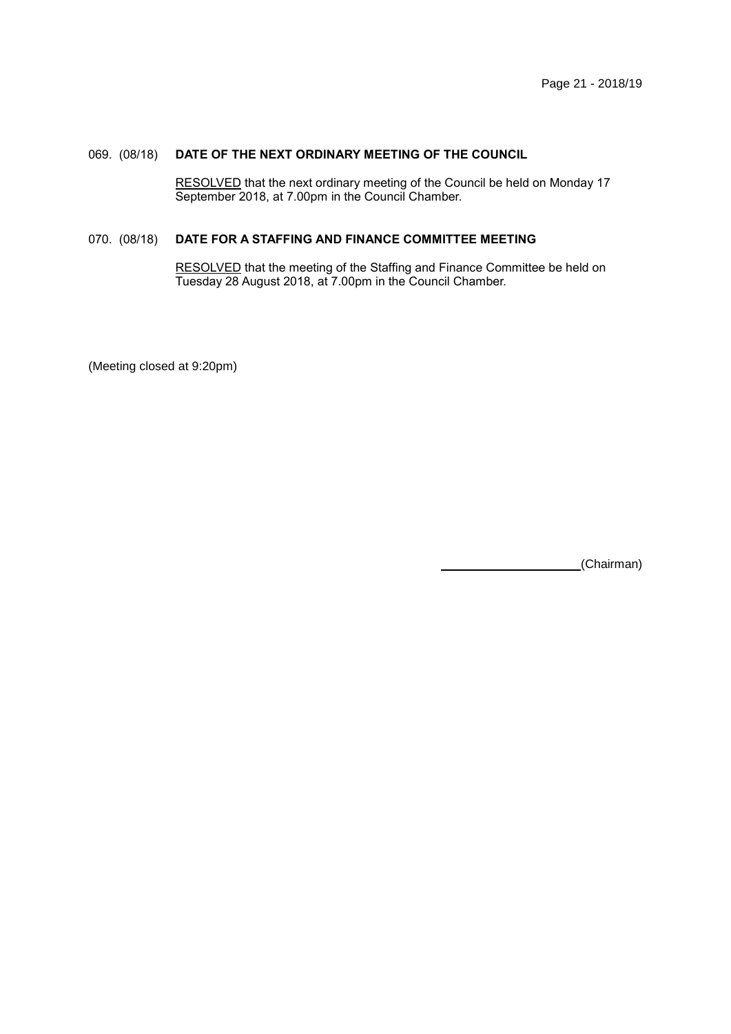069. (08/18) **DATE OF THE NEXT ORDINARY MEETING OF THE COUNCIL**

RESOLVED that the next ordinary meeting of the Council be held on Monday 17 September 2018, at 7.00pm in the Council Chamber.

070. (08/18) **DATE FOR A STAFFING AND FINANCE COMMITTEE MEETING**

RESOLVED that the meeting of the Staffing and Finance Committee be held on Tuesday 28 August 2018, at 7.00pm in the Council Chamber.

(Meeting closed at 9:20pm)

____________________(Chairman)